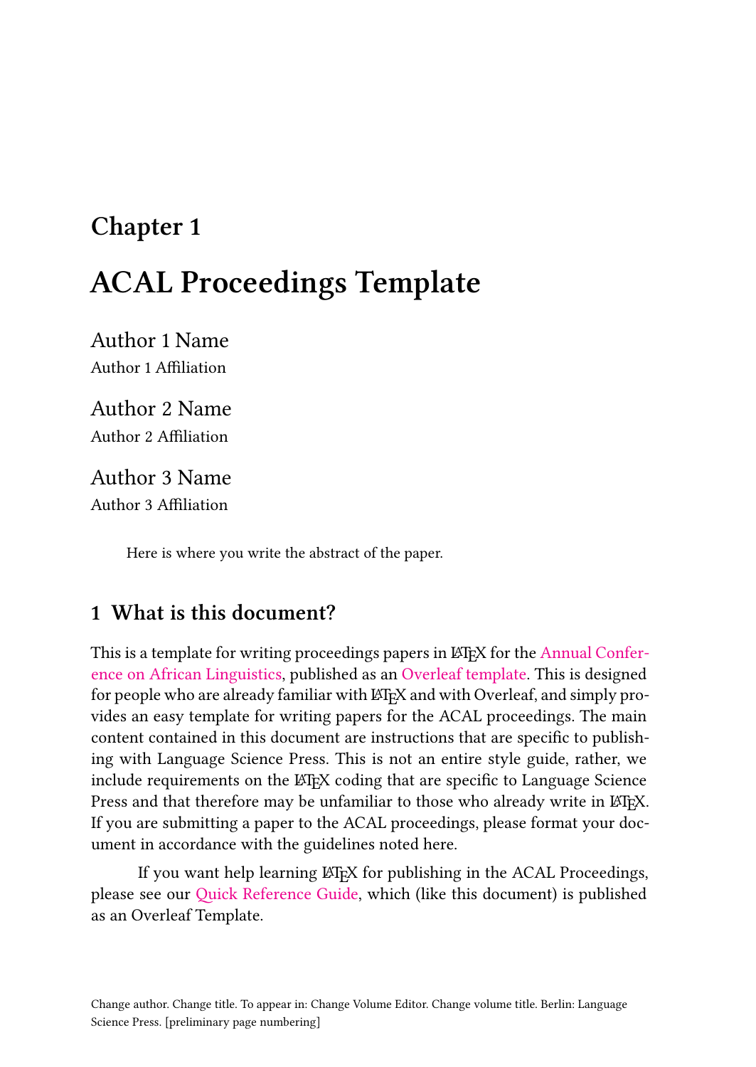# Chapter 1

# ACAL Proceedings Template

Author 1 Name
Author 1 Affiliation

Author 2 Name
Author 2 Affiliation

Author 3 Name
Author 3 Affiliation

Here is where you write the abstract of the paper.

## 1 What is this document?

This is a template for writing proceedings papers in LaTeX for the Annual Conference on African Linguistics, published as an Overleaf template. This is designed for people who are already familiar with LaTeX and with Overleaf, and simply provides an easy template for writing papers for the ACAL proceedings. The main content contained in this document are instructions that are specific to publishing with Language Science Press. This is not an entire style guide, rather, we include requirements on the LaTeX coding that are specific to Language Science Press and that therefore may be unfamiliar to those who already write in LaTeX. If you are submitting a paper to the ACAL proceedings, please format your document in accordance with the guidelines noted here.

If you want help learning LaTeX for publishing in the ACAL Proceedings, please see our Quick Reference Guide, which (like this document) is published as an Overleaf Template.

Change author. Change title. To appear in: Change Volume Editor. Change volume title. Berlin: Language Science Press. [preliminary page numbering]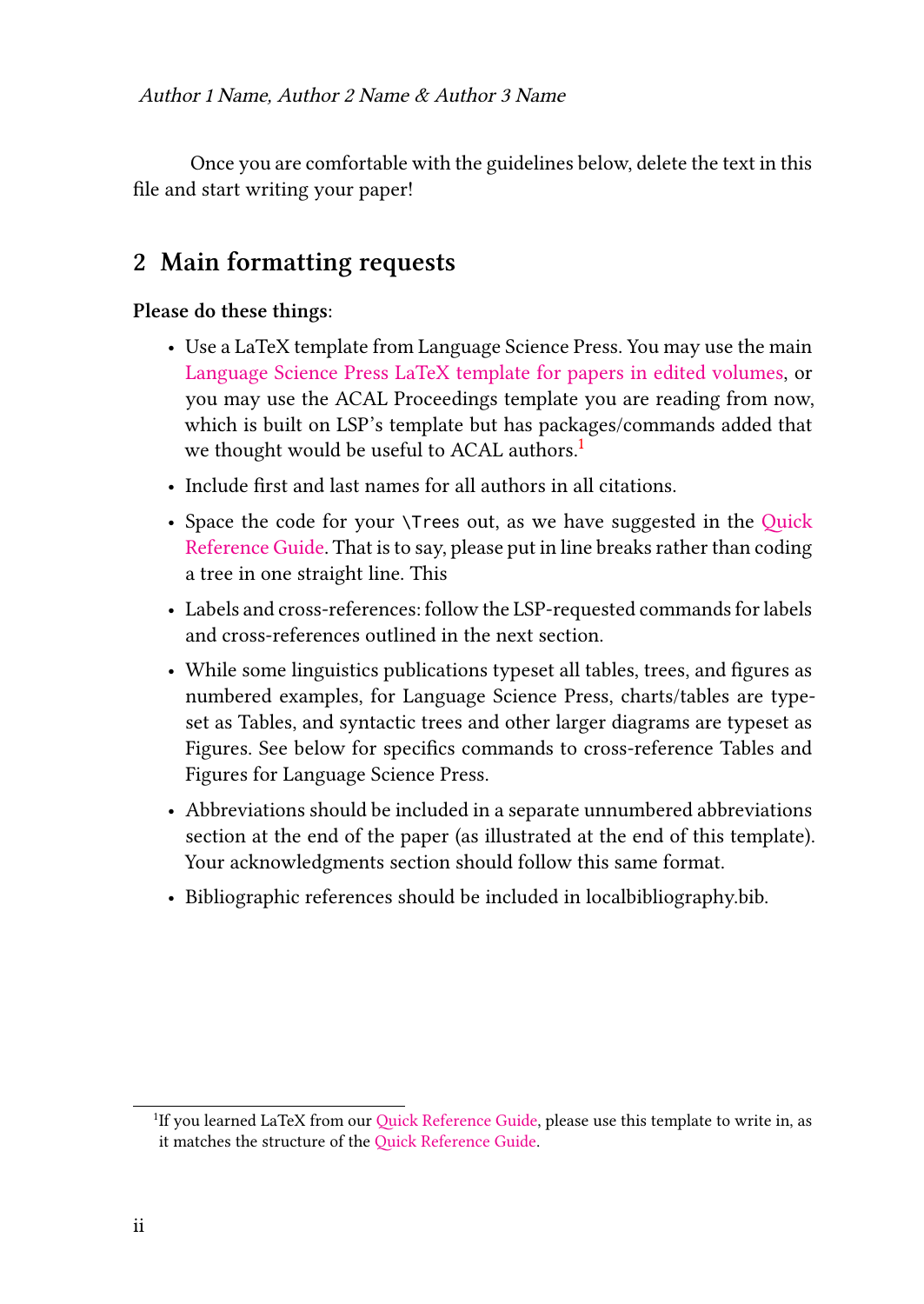Once you are comfortable with the guidelines below, delete the text in this file and start writing your paper!

## 2 Main formatting requests

**Please do these things**:

- Use a LaTeX template from Language Science Press. You may use the main Language Science Press LaTeX template for papers in edited volumes, or you may use the ACAL Proceedings template you are reading from now, which is built on LSP's template but has packages/commands added that we thought would be useful to ACAL authors.[1]
- Include first and last names for all authors in all citations.
- Space the code for your `\Trees` out, as we have suggested in the Quick Reference Guide. That is to say, please put in line breaks rather than coding a tree in one straight line. This
- Labels and cross-references: follow the LSP-requested commands for labels and cross-references outlined in the next section.
- While some linguistics publications typeset all tables, trees, and figures as numbered examples, for Language Science Press, charts/tables are typeset as Tables, and syntactic trees and other larger diagrams are typeset as Figures. See below for specifics commands to cross-reference Tables and Figures for Language Science Press.
- Abbreviations should be included in a separate unnumbered abbreviations section at the end of the paper (as illustrated at the end of this template). Your acknowledgments section should follow this same format.
- Bibliographic references should be included in localbibliography.bib.

[1] If you learned LaTeX from our Quick Reference Guide, please use this template to write in, as it matches the structure of the Quick Reference Guide.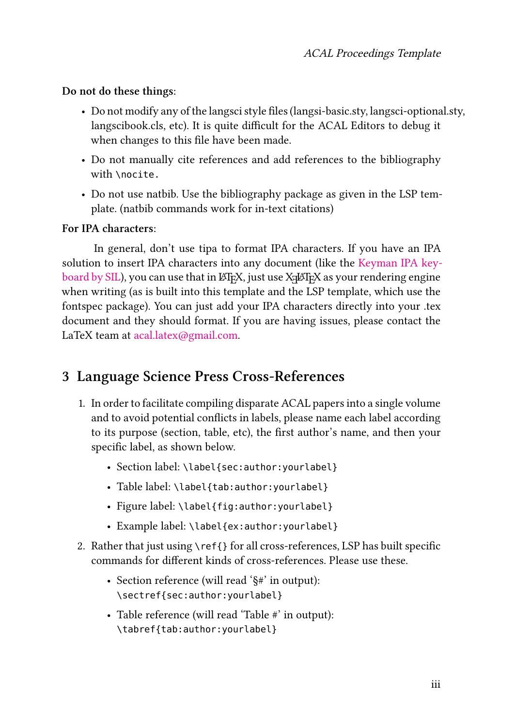**Do not do these things**:

- Do not modify any of the langsci style files (langsi-basic.sty, langsci-optional.sty, langscibook.cls, etc). It is quite difficult for the ACAL Editors to debug it when changes to this file have been made.
- Do not manually cite references and add references to the bibliography with `\nocite`.
- Do not use natbib. Use the bibliography package as given in the LSP template. (natbib commands work for in-text citations)

**For IPA characters**:

In general, don't use tipa to format IPA characters. If you have an IPA solution to insert IPA characters into any document (like the Keyman IPA keyboard by SIL), you can use that in LaTeX, just use XeLaTeX as your rendering engine when writing (as is built into this template and the LSP template, which use the fontspec package). You can just add your IPA characters directly into your .tex document and they should format. If you are having issues, please contact the LaTeX team at acal.latex@gmail.com.

## 3 Language Science Press Cross-References

1. In order to facilitate compiling disparate ACAL papers into a single volume and to avoid potential conflicts in labels, please name each label according to its purpose (section, table, etc), the first author's name, and then your specific label, as shown below.
   - Section label: `\label{sec:author:yourlabel}`
   - Table label: `\label{tab:author:yourlabel}`
   - Figure label: `\label{fig:author:yourlabel}`
   - Example label: `\label{ex:author:yourlabel}`
2. Rather that just using `\ref{}` for all cross-references, LSP has built specific commands for different kinds of cross-references. Please use these.
   - Section reference (will read '§#' in output): `\sectref{sec:author:yourlabel}`
   - Table reference (will read 'Table #' in output): `\tabref{tab:author:yourlabel}`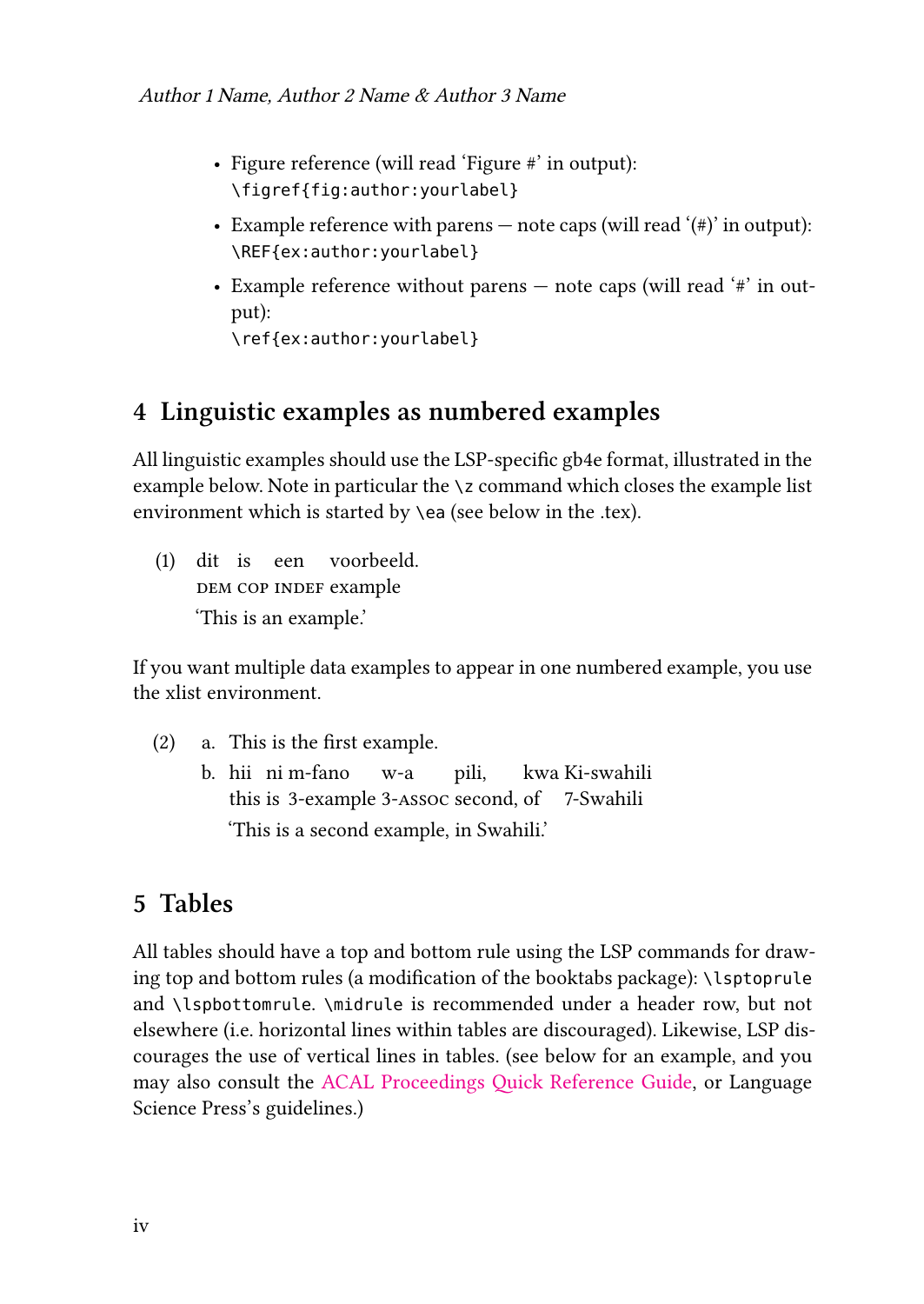- Figure reference (will read 'Figure #' in output):
  `\figref{fig:author:yourlabel}`
- Example reference with parens — note caps (will read '(#)' in output):
  `\REF{ex:author:yourlabel}`
- Example reference without parens — note caps (will read '#' in output):
  `\ref{ex:author:yourlabel}`

## 4 Linguistic examples as numbered examples

All linguistic examples should use the LSP-specific gb4e format, illustrated in the example below. Note in particular the `\z` command which closes the example list environment which is started by `\ea` (see below in the .tex).

(1) dit is een voorbeeld.
    DEM COP INDEF example
    'This is an example.'

If you want multiple data examples to appear in one numbered example, you use the xlist environment.

(2) a. This is the first example.
    b. hii ni m-fano w-a pili, kwa Ki-swahili
       this is 3-example 3-ASSOC second, of 7-Swahili
       'This is a second example, in Swahili.'

## 5 Tables

All tables should have a top and bottom rule using the LSP commands for drawing top and bottom rules (a modification of the booktabs package): `\lsptoprule` and `\lspbottomrule`. `\midrule` is recommended under a header row, but not elsewhere (i.e. horizontal lines within tables are discouraged). Likewise, LSP discourages the use of vertical lines in tables. (see below for an example, and you may also consult the ACAL Proceedings Quick Reference Guide, or Language Science Press's guidelines.)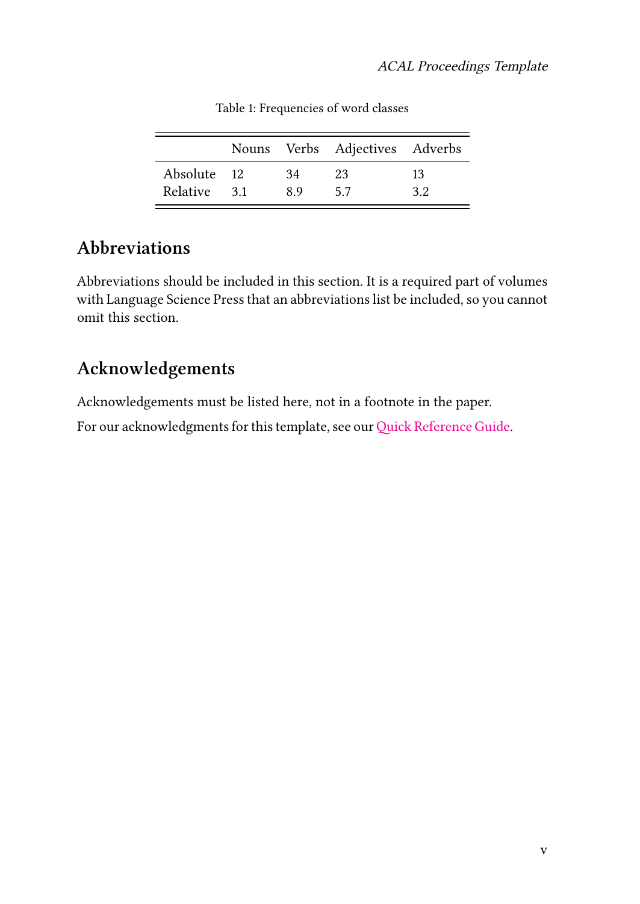Table 1: Frequencies of word classes

| | Nouns | Verbs | Adjectives | Adverbs |
|---|---|---|---|---|
| Absolute | 12 | 34 | 23 | 13 |
| Relative | 3.1 | 8.9 | 5.7 | 3.2 |

## Abbreviations

Abbreviations should be included in this section. It is a required part of volumes with Language Science Press that an abbreviations list be included, so you cannot omit this section.

## Acknowledgements

Acknowledgements must be listed here, not in a footnote in the paper.

For our acknowledgments for this template, see our Quick Reference Guide.